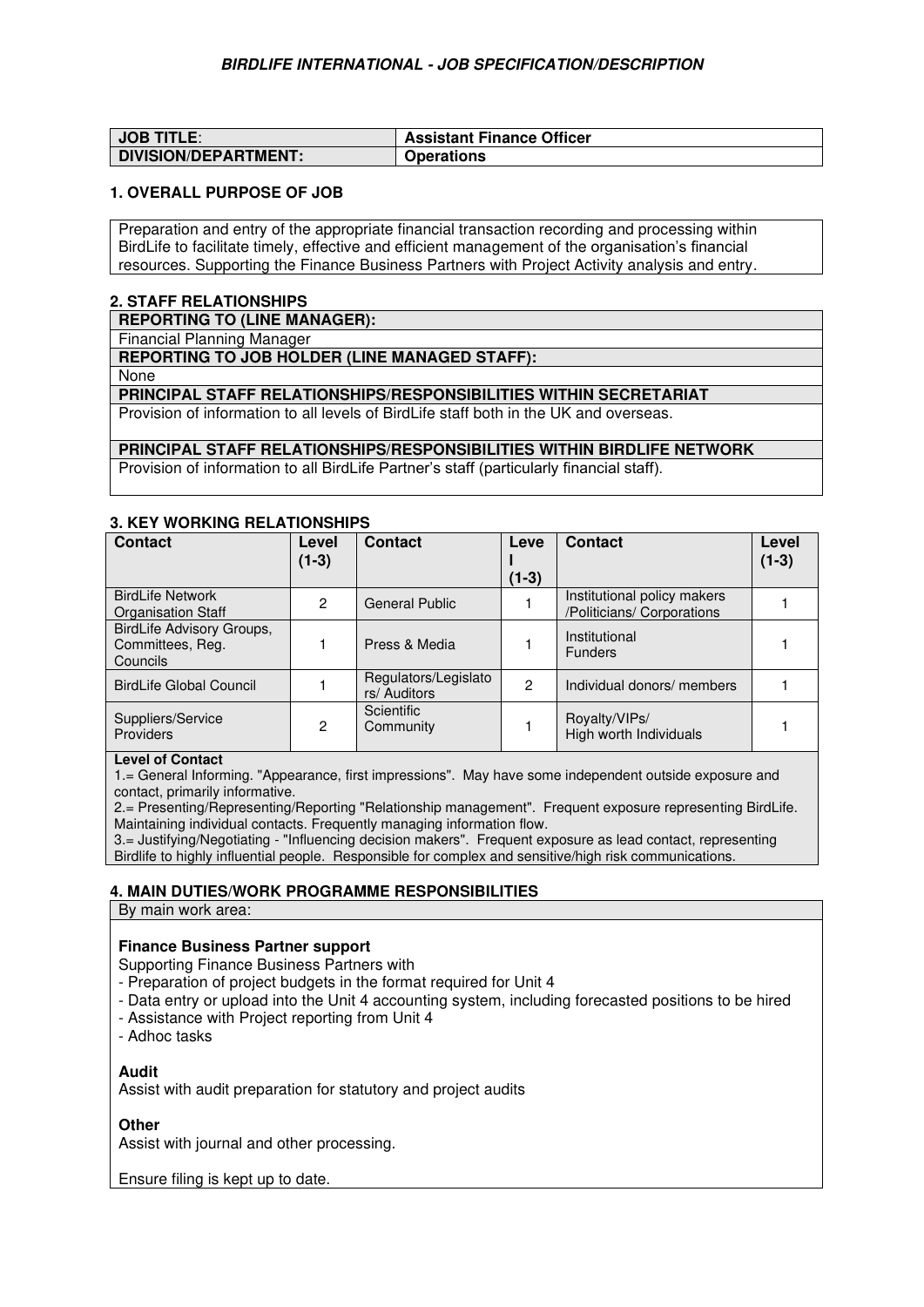***BIRDLIFE INTERNATIONAL - JOB SPECIFICATION/DESCRIPTION***

| **JOB TITLE**: | **Assistant Finance Officer** |
|---|---|
| **DIVISION/DEPARTMENT:** | **Operations** |

## 1. OVERALL PURPOSE OF JOB

Preparation and entry of the appropriate financial transaction recording and processing within BirdLife to facilitate timely, effective and efficient management of the organisation's financial resources. Supporting the Finance Business Partners with Project Activity analysis and entry.

## 2. STAFF RELATIONSHIPS

**REPORTING TO (LINE MANAGER):**

Financial Planning Manager

**REPORTING TO JOB HOLDER (LINE MANAGED STAFF):**

None

**PRINCIPAL STAFF RELATIONSHIPS/RESPONSIBILITIES WITHIN SECRETARIAT**

Provision of information to all levels of BirdLife staff both in the UK and overseas.

**PRINCIPAL STAFF RELATIONSHIPS/RESPONSIBILITIES WITHIN BIRDLIFE NETWORK**

Provision of information to all BirdLife Partner's staff (particularly financial staff).

## 3. KEY WORKING RELATIONSHIPS

| Contact | Level (1-3) | Contact | Level (1-3) | Contact | Level (1-3) |
|---|---|---|---|---|---|
| BirdLife Network Organisation Staff | 2 | General Public | 1 | Institutional policy makers /Politicians/ Corporations | 1 |
| BirdLife Advisory Groups, Committees, Reg. Councils | 1 | Press & Media | 1 | Institutional Funders | 1 |
| BirdLife Global Council | 1 | Regulators/Legislators/ Auditors | 2 | Individual donors/ members | 1 |
| Suppliers/Service Providers | 2 | Scientific Community | 1 | Royalty/VIPs/ High worth Individuals | 1 |

**Level of Contact**

1.= General Informing. "Appearance, first impressions". May have some independent outside exposure and contact, primarily informative.

2.= Presenting/Representing/Reporting "Relationship management". Frequent exposure representing BirdLife. Maintaining individual contacts. Frequently managing information flow.

3.= Justifying/Negotiating - "Influencing decision makers". Frequent exposure as lead contact, representing Birdlife to highly influential people. Responsible for complex and sensitive/high risk communications.

## 4. MAIN DUTIES/WORK PROGRAMME RESPONSIBILITIES

By main work area:

**Finance Business Partner support**

Supporting Finance Business Partners with

- Preparation of project budgets in the format required for Unit 4
- Data entry or upload into the Unit 4 accounting system, including forecasted positions to be hired
- Assistance with Project reporting from Unit 4
- Adhoc tasks

**Audit**

Assist with audit preparation for statutory and project audits

**Other**

Assist with journal and other processing.

Ensure filing is kept up to date.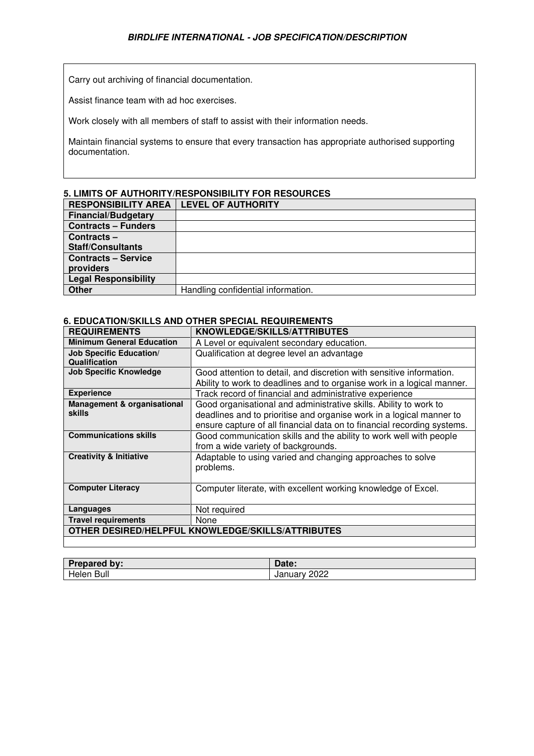Carry out archiving of financial documentation.

Assist finance team with ad hoc exercises.

Work closely with all members of staff to assist with their information needs.

Maintain financial systems to ensure that every transaction has appropriate authorised supporting documentation.

## 5. LIMITS OF AUTHORITY/RESPONSIBILITY FOR RESOURCES

| RESPONSIBILITY AREA | LEVEL OF AUTHORITY |
|---|---|
| **Financial/Budgetary** | |
| **Contracts – Funders** | |
| **Contracts – Staff/Consultants** | |
| **Contracts – Service providers** | |
| **Legal Responsibility** | |
| **Other** | Handling confidential information. |

## 6. EDUCATION/SKILLS AND OTHER SPECIAL REQUIREMENTS

| REQUIREMENTS | KNOWLEDGE/SKILLS/ATTRIBUTES |
|---|---|
| **Minimum General Education** | A Level or equivalent secondary education. |
| **Job Specific Education/ Qualification** | Qualification at degree level an advantage |
| **Job Specific Knowledge** | Good attention to detail, and discretion with sensitive information. Ability to work to deadlines and to organise work in a logical manner. |
| **Experience** | Track record of financial and administrative experience |
| **Management & organisational skills** | Good organisational and administrative skills. Ability to work to deadlines and to prioritise and organise work in a logical manner to ensure capture of all financial data on to financial recording systems. |
| **Communications skills** | Good communication skills and the ability to work well with people from a wide variety of backgrounds. |
| **Creativity & Initiative** | Adaptable to using varied and changing approaches to solve problems. |
| **Computer Literacy** | Computer literate, with excellent working knowledge of Excel. |
| **Languages** | Not required |
| **Travel requirements** | None |
| **OTHER DESIRED/HELPFUL KNOWLEDGE/SKILLS/ATTRIBUTES** | |
| | |

| Prepared by: | Date: |
|---|---|
| Helen Bull | January 2022 |